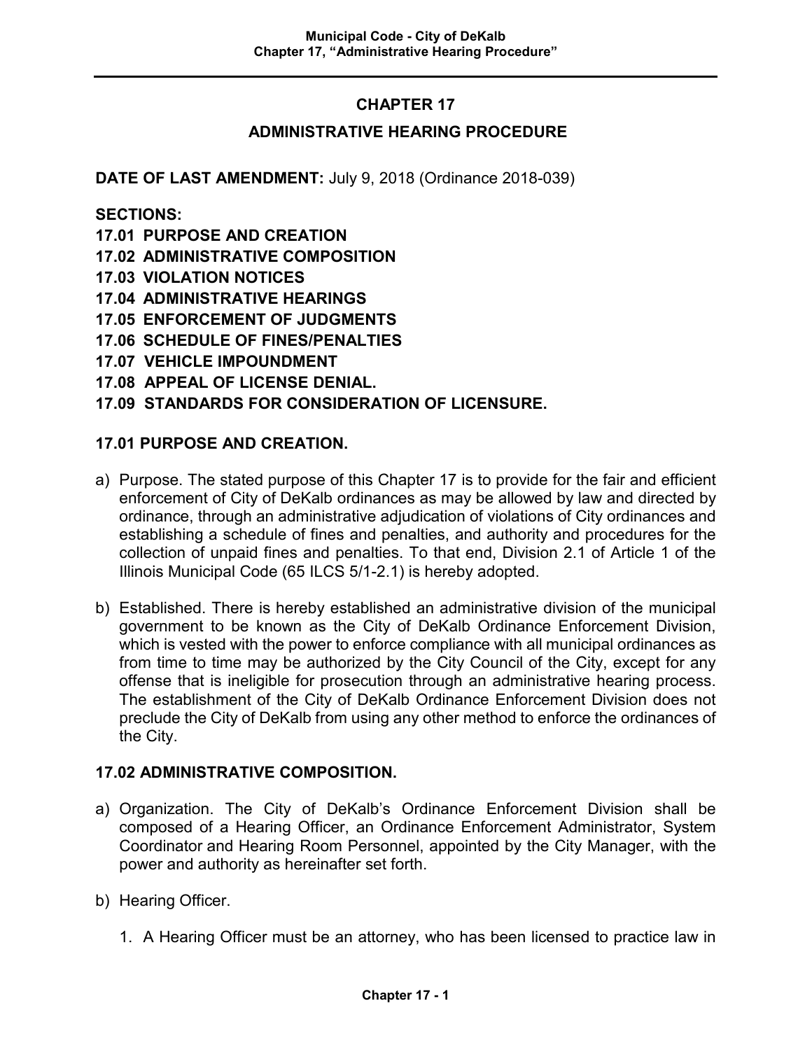# CHAPTER 17

## ADMINISTRATIVE HEARING PROCEDURE

**DATE OF LAST AMENDMENT:** July 9, 2018 (Ordinance 2018-039)

**SECTIONS:**

**17.01 PURPOSE AND CREATION**
**17.02 ADMINISTRATIVE COMPOSITION**
**17.03 VIOLATION NOTICES**
**17.04 ADMINISTRATIVE HEARINGS**
**17.05 ENFORCEMENT OF JUDGMENTS**
**17.06 SCHEDULE OF FINES/PENALTIES**
**17.07 VEHICLE IMPOUNDMENT**
**17.08 APPEAL OF LICENSE DENIAL.**
**17.09 STANDARDS FOR CONSIDERATION OF LICENSURE.**

### 17.01 PURPOSE AND CREATION.

a) Purpose. The stated purpose of this Chapter 17 is to provide for the fair and efficient enforcement of City of DeKalb ordinances as may be allowed by law and directed by ordinance, through an administrative adjudication of violations of City ordinances and establishing a schedule of fines and penalties, and authority and procedures for the collection of unpaid fines and penalties. To that end, Division 2.1 of Article 1 of the Illinois Municipal Code (65 ILCS 5/1-2.1) is hereby adopted.

b) Established. There is hereby established an administrative division of the municipal government to be known as the City of DeKalb Ordinance Enforcement Division, which is vested with the power to enforce compliance with all municipal ordinances as from time to time may be authorized by the City Council of the City, except for any offense that is ineligible for prosecution through an administrative hearing process. The establishment of the City of DeKalb Ordinance Enforcement Division does not preclude the City of DeKalb from using any other method to enforce the ordinances of the City.

### 17.02 ADMINISTRATIVE COMPOSITION.

a) Organization. The City of DeKalb's Ordinance Enforcement Division shall be composed of a Hearing Officer, an Ordinance Enforcement Administrator, System Coordinator and Hearing Room Personnel, appointed by the City Manager, with the power and authority as hereinafter set forth.

b) Hearing Officer.

   1. A Hearing Officer must be an attorney, who has been licensed to practice law in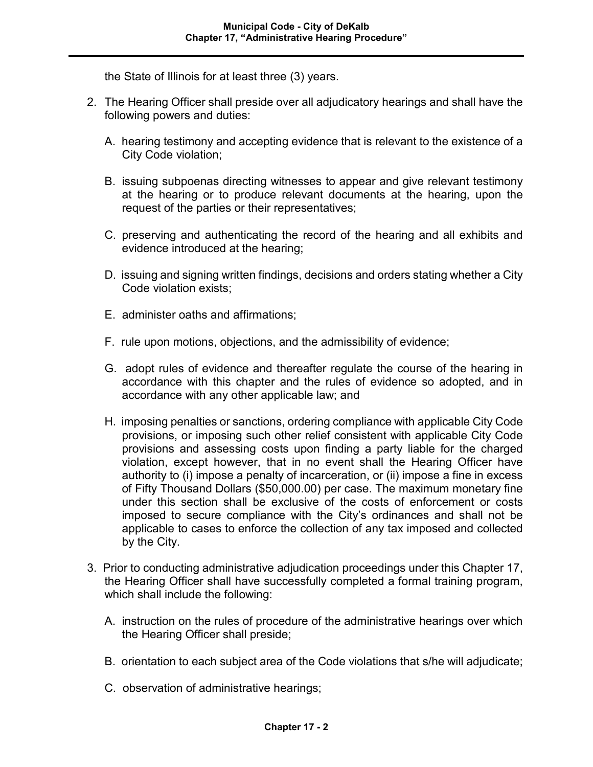the State of Illinois for at least three (3) years.

2. The Hearing Officer shall preside over all adjudicatory hearings and shall have the following powers and duties:

   A. hearing testimony and accepting evidence that is relevant to the existence of a City Code violation;

   B. issuing subpoenas directing witnesses to appear and give relevant testimony at the hearing or to produce relevant documents at the hearing, upon the request of the parties or their representatives;

   C. preserving and authenticating the record of the hearing and all exhibits and evidence introduced at the hearing;

   D. issuing and signing written findings, decisions and orders stating whether a City Code violation exists;

   E. administer oaths and affirmations;

   F. rule upon motions, objections, and the admissibility of evidence;

   G. adopt rules of evidence and thereafter regulate the course of the hearing in accordance with this chapter and the rules of evidence so adopted, and in accordance with any other applicable law; and

   H. imposing penalties or sanctions, ordering compliance with applicable City Code provisions, or imposing such other relief consistent with applicable City Code provisions and assessing costs upon finding a party liable for the charged violation, except however, that in no event shall the Hearing Officer have authority to (i) impose a penalty of incarceration, or (ii) impose a fine in excess of Fifty Thousand Dollars ($50,000.00) per case. The maximum monetary fine under this section shall be exclusive of the costs of enforcement or costs imposed to secure compliance with the City's ordinances and shall not be applicable to cases to enforce the collection of any tax imposed and collected by the City.

3. Prior to conducting administrative adjudication proceedings under this Chapter 17, the Hearing Officer shall have successfully completed a formal training program, which shall include the following:

   A. instruction on the rules of procedure of the administrative hearings over which the Hearing Officer shall preside;

   B. orientation to each subject area of the Code violations that s/he will adjudicate;

   C. observation of administrative hearings;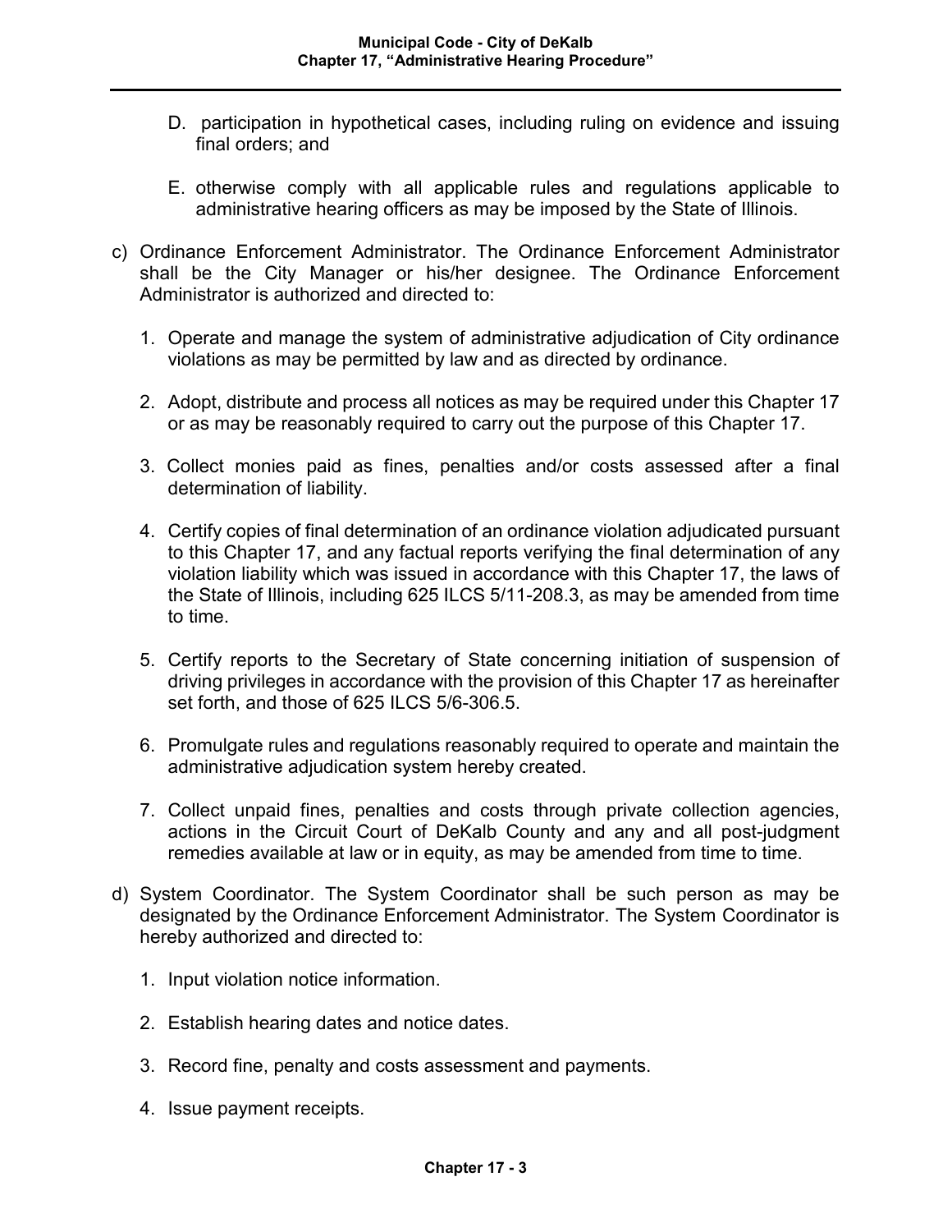D. participation in hypothetical cases, including ruling on evidence and issuing final orders; and

E. otherwise comply with all applicable rules and regulations applicable to administrative hearing officers as may be imposed by the State of Illinois.

c) Ordinance Enforcement Administrator. The Ordinance Enforcement Administrator shall be the City Manager or his/her designee. The Ordinance Enforcement Administrator is authorized and directed to:

1. Operate and manage the system of administrative adjudication of City ordinance violations as may be permitted by law and as directed by ordinance.

2. Adopt, distribute and process all notices as may be required under this Chapter 17 or as may be reasonably required to carry out the purpose of this Chapter 17.

3. Collect monies paid as fines, penalties and/or costs assessed after a final determination of liability.

4. Certify copies of final determination of an ordinance violation adjudicated pursuant to this Chapter 17, and any factual reports verifying the final determination of any violation liability which was issued in accordance with this Chapter 17, the laws of the State of Illinois, including 625 ILCS 5/11-208.3, as may be amended from time to time.

5. Certify reports to the Secretary of State concerning initiation of suspension of driving privileges in accordance with the provision of this Chapter 17 as hereinafter set forth, and those of 625 ILCS 5/6-306.5.

6. Promulgate rules and regulations reasonably required to operate and maintain the administrative adjudication system hereby created.

7. Collect unpaid fines, penalties and costs through private collection agencies, actions in the Circuit Court of DeKalb County and any and all post-judgment remedies available at law or in equity, as may be amended from time to time.

d) System Coordinator. The System Coordinator shall be such person as may be designated by the Ordinance Enforcement Administrator. The System Coordinator is hereby authorized and directed to:

1. Input violation notice information.

2. Establish hearing dates and notice dates.

3. Record fine, penalty and costs assessment and payments.

4. Issue payment receipts.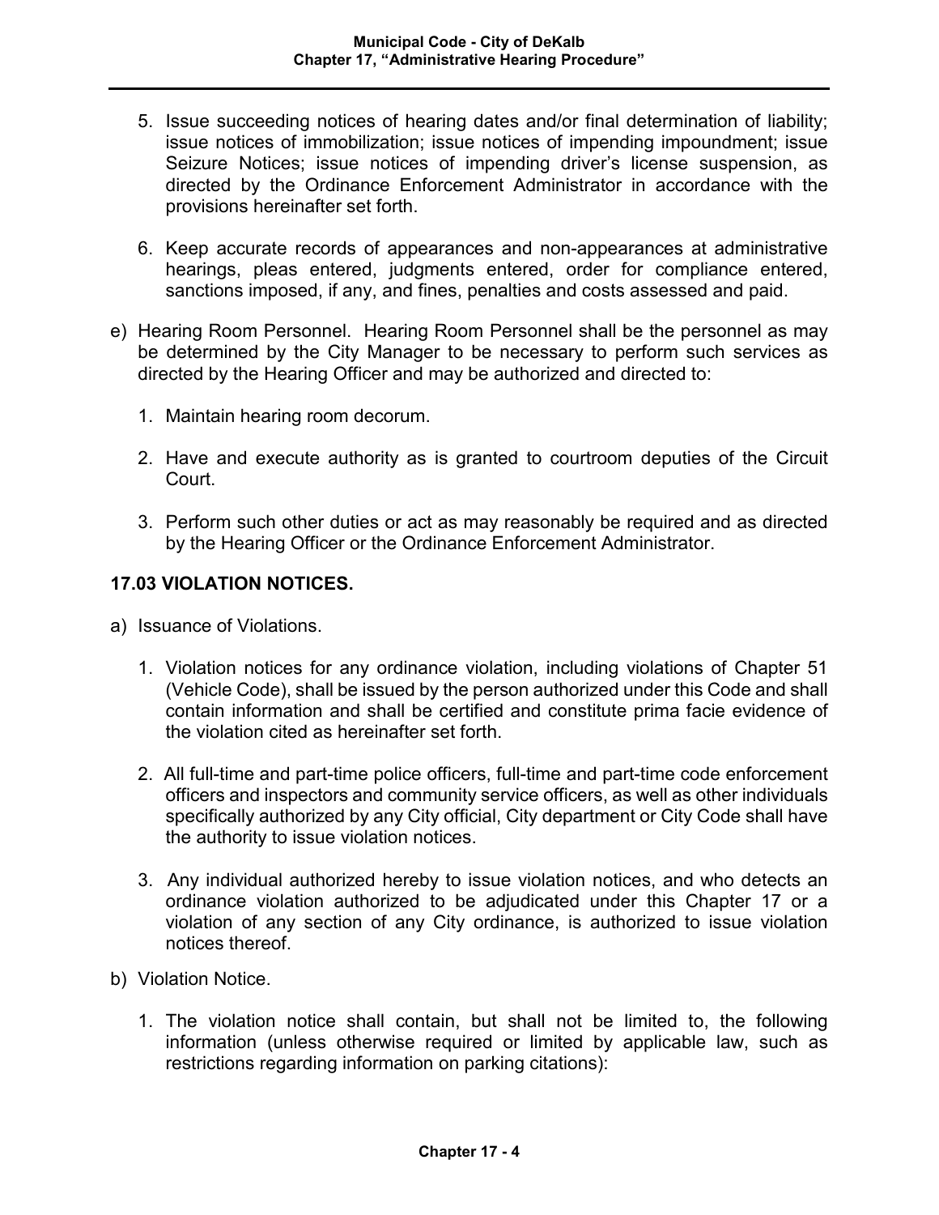5. Issue succeeding notices of hearing dates and/or final determination of liability; issue notices of immobilization; issue notices of impending impoundment; issue Seizure Notices; issue notices of impending driver's license suspension, as directed by the Ordinance Enforcement Administrator in accordance with the provisions hereinafter set forth.

6. Keep accurate records of appearances and non-appearances at administrative hearings, pleas entered, judgments entered, order for compliance entered, sanctions imposed, if any, and fines, penalties and costs assessed and paid.

e) Hearing Room Personnel. Hearing Room Personnel shall be the personnel as may be determined by the City Manager to be necessary to perform such services as directed by the Hearing Officer and may be authorized and directed to:

1. Maintain hearing room decorum.

2. Have and execute authority as is granted to courtroom deputies of the Circuit Court.

3. Perform such other duties or act as may reasonably be required and as directed by the Hearing Officer or the Ordinance Enforcement Administrator.

## 17.03 VIOLATION NOTICES.

a) Issuance of Violations.

1. Violation notices for any ordinance violation, including violations of Chapter 51 (Vehicle Code), shall be issued by the person authorized under this Code and shall contain information and shall be certified and constitute prima facie evidence of the violation cited as hereinafter set forth.

2. All full-time and part-time police officers, full-time and part-time code enforcement officers and inspectors and community service officers, as well as other individuals specifically authorized by any City official, City department or City Code shall have the authority to issue violation notices.

3. Any individual authorized hereby to issue violation notices, and who detects an ordinance violation authorized to be adjudicated under this Chapter 17 or a violation of any section of any City ordinance, is authorized to issue violation notices thereof.

b) Violation Notice.

1. The violation notice shall contain, but shall not be limited to, the following information (unless otherwise required or limited by applicable law, such as restrictions regarding information on parking citations):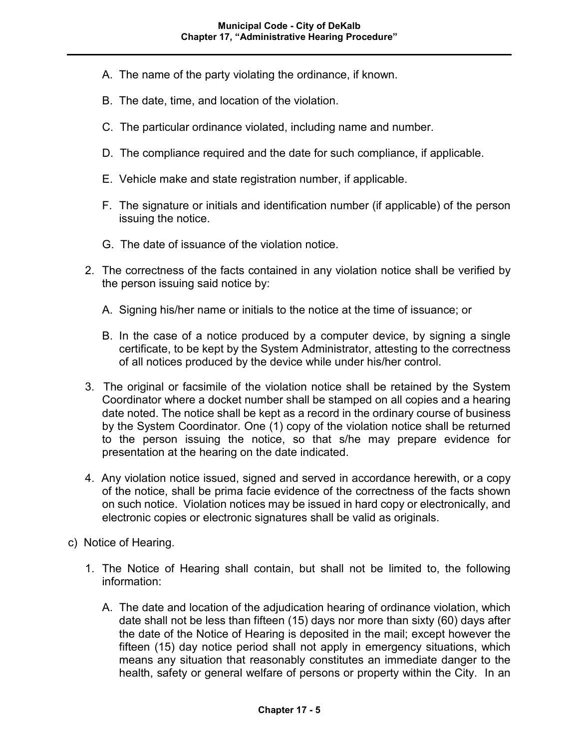A. The name of the party violating the ordinance, if known.

B. The date, time, and location of the violation.

C. The particular ordinance violated, including name and number.

D. The compliance required and the date for such compliance, if applicable.

E. Vehicle make and state registration number, if applicable.

F. The signature or initials and identification number (if applicable) of the person issuing the notice.

G. The date of issuance of the violation notice.

2. The correctness of the facts contained in any violation notice shall be verified by the person issuing said notice by:

   A. Signing his/her name or initials to the notice at the time of issuance; or

   B. In the case of a notice produced by a computer device, by signing a single certificate, to be kept by the System Administrator, attesting to the correctness of all notices produced by the device while under his/her control.

3. The original or facsimile of the violation notice shall be retained by the System Coordinator where a docket number shall be stamped on all copies and a hearing date noted. The notice shall be kept as a record in the ordinary course of business by the System Coordinator. One (1) copy of the violation notice shall be returned to the person issuing the notice, so that s/he may prepare evidence for presentation at the hearing on the date indicated.

4. Any violation notice issued, signed and served in accordance herewith, or a copy of the notice, shall be prima facie evidence of the correctness of the facts shown on such notice. Violation notices may be issued in hard copy or electronically, and electronic copies or electronic signatures shall be valid as originals.

c) Notice of Hearing.

1. The Notice of Hearing shall contain, but shall not be limited to, the following information:

   A. The date and location of the adjudication hearing of ordinance violation, which date shall not be less than fifteen (15) days nor more than sixty (60) days after the date of the Notice of Hearing is deposited in the mail; except however the fifteen (15) day notice period shall not apply in emergency situations, which means any situation that reasonably constitutes an immediate danger to the health, safety or general welfare of persons or property within the City. In an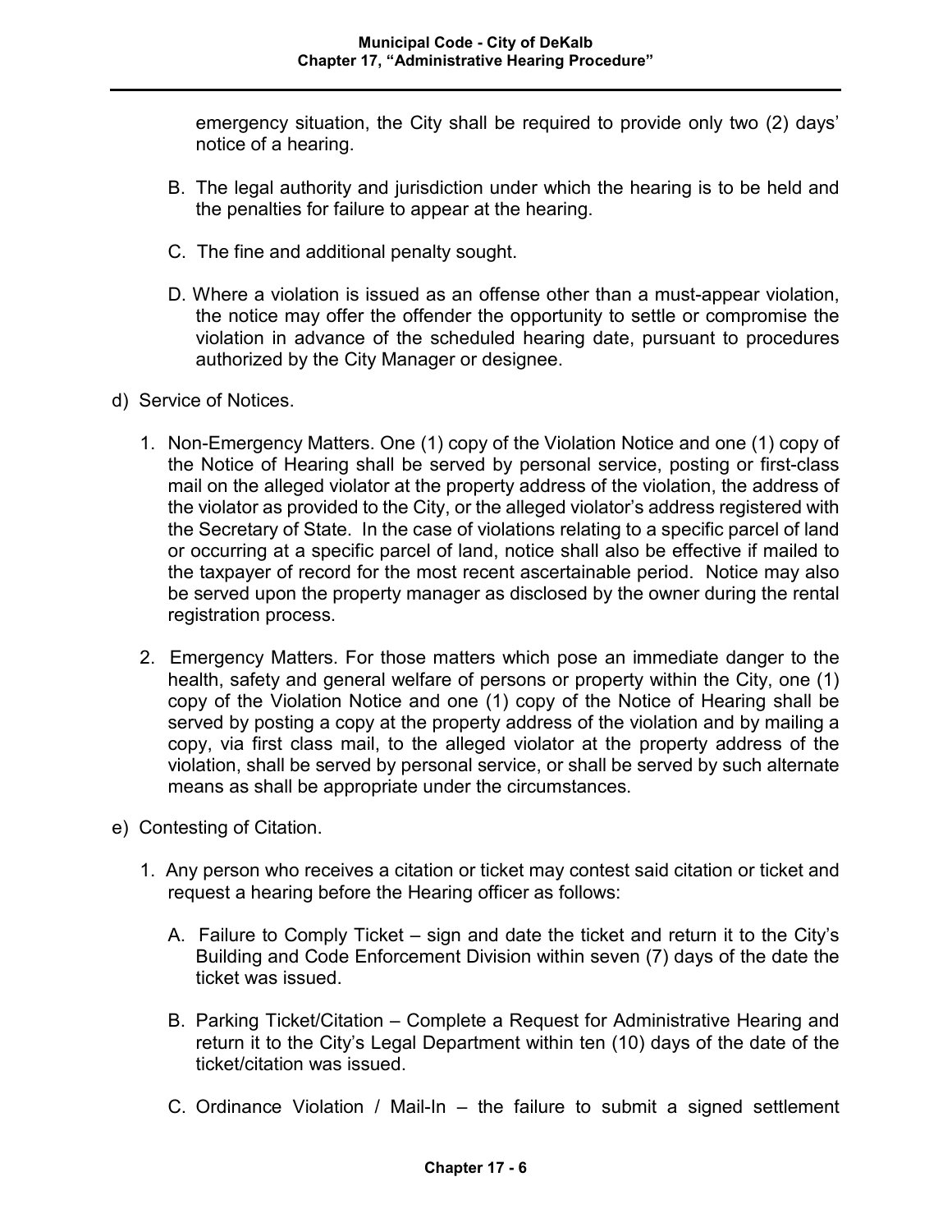emergency situation, the City shall be required to provide only two (2) days' notice of a hearing.

B. The legal authority and jurisdiction under which the hearing is to be held and the penalties for failure to appear at the hearing.

C. The fine and additional penalty sought.

D. Where a violation is issued as an offense other than a must-appear violation, the notice may offer the offender the opportunity to settle or compromise the violation in advance of the scheduled hearing date, pursuant to procedures authorized by the City Manager or designee.

d) Service of Notices.

1. Non-Emergency Matters. One (1) copy of the Violation Notice and one (1) copy of the Notice of Hearing shall be served by personal service, posting or first-class mail on the alleged violator at the property address of the violation, the address of the violator as provided to the City, or the alleged violator's address registered with the Secretary of State. In the case of violations relating to a specific parcel of land or occurring at a specific parcel of land, notice shall also be effective if mailed to the taxpayer of record for the most recent ascertainable period. Notice may also be served upon the property manager as disclosed by the owner during the rental registration process.

2. Emergency Matters. For those matters which pose an immediate danger to the health, safety and general welfare of persons or property within the City, one (1) copy of the Violation Notice and one (1) copy of the Notice of Hearing shall be served by posting a copy at the property address of the violation and by mailing a copy, via first class mail, to the alleged violator at the property address of the violation, shall be served by personal service, or shall be served by such alternate means as shall be appropriate under the circumstances.

e) Contesting of Citation.

1. Any person who receives a citation or ticket may contest said citation or ticket and request a hearing before the Hearing officer as follows:

   A. Failure to Comply Ticket – sign and date the ticket and return it to the City's Building and Code Enforcement Division within seven (7) days of the date the ticket was issued.

   B. Parking Ticket/Citation – Complete a Request for Administrative Hearing and return it to the City's Legal Department within ten (10) days of the date of the ticket/citation was issued.

   C. Ordinance Violation / Mail-In – the failure to submit a signed settlement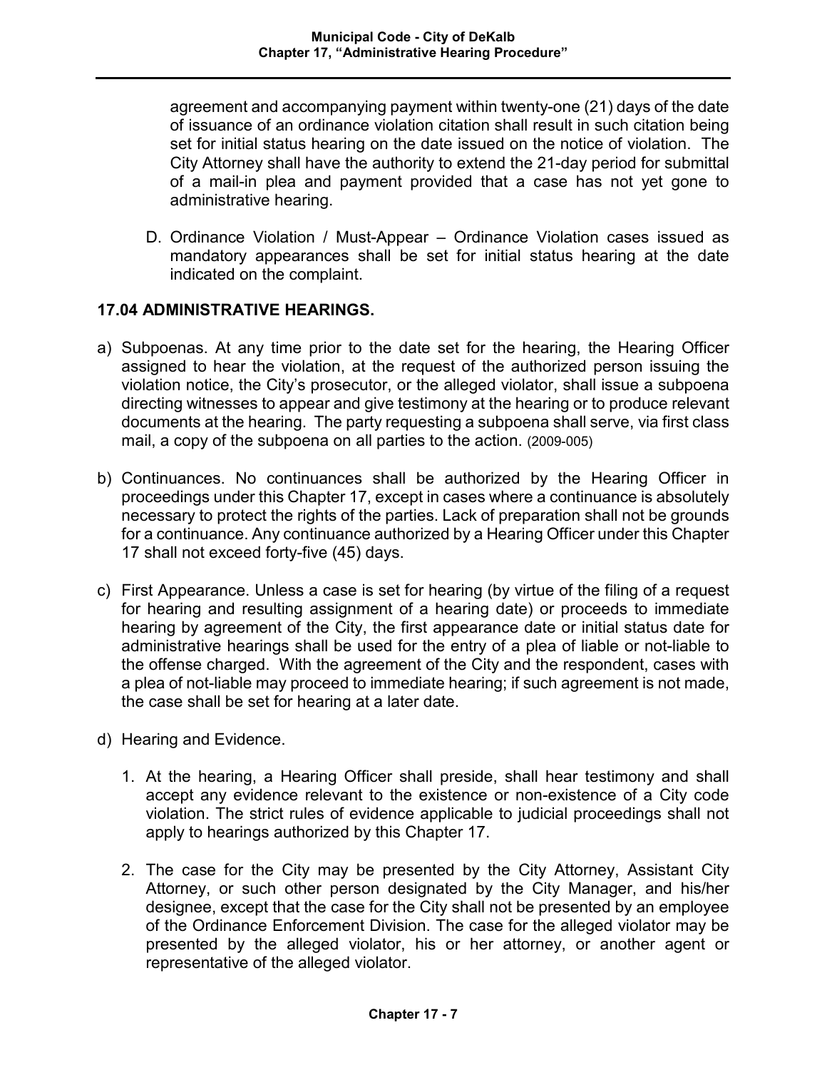agreement and accompanying payment within twenty-one (21) days of the date of issuance of an ordinance violation citation shall result in such citation being set for initial status hearing on the date issued on the notice of violation. The City Attorney shall have the authority to extend the 21-day period for submittal of a mail-in plea and payment provided that a case has not yet gone to administrative hearing.

D. Ordinance Violation / Must-Appear – Ordinance Violation cases issued as mandatory appearances shall be set for initial status hearing at the date indicated on the complaint.

## 17.04 ADMINISTRATIVE HEARINGS.

a) Subpoenas. At any time prior to the date set for the hearing, the Hearing Officer assigned to hear the violation, at the request of the authorized person issuing the violation notice, the City's prosecutor, or the alleged violator, shall issue a subpoena directing witnesses to appear and give testimony at the hearing or to produce relevant documents at the hearing. The party requesting a subpoena shall serve, via first class mail, a copy of the subpoena on all parties to the action. (2009-005)

b) Continuances. No continuances shall be authorized by the Hearing Officer in proceedings under this Chapter 17, except in cases where a continuance is absolutely necessary to protect the rights of the parties. Lack of preparation shall not be grounds for a continuance. Any continuance authorized by a Hearing Officer under this Chapter 17 shall not exceed forty-five (45) days.

c) First Appearance. Unless a case is set for hearing (by virtue of the filing of a request for hearing and resulting assignment of a hearing date) or proceeds to immediate hearing by agreement of the City, the first appearance date or initial status date for administrative hearings shall be used for the entry of a plea of liable or not-liable to the offense charged. With the agreement of the City and the respondent, cases with a plea of not-liable may proceed to immediate hearing; if such agreement is not made, the case shall be set for hearing at a later date.

d) Hearing and Evidence.

1. At the hearing, a Hearing Officer shall preside, shall hear testimony and shall accept any evidence relevant to the existence or non-existence of a City code violation. The strict rules of evidence applicable to judicial proceedings shall not apply to hearings authorized by this Chapter 17.

2. The case for the City may be presented by the City Attorney, Assistant City Attorney, or such other person designated by the City Manager, and his/her designee, except that the case for the City shall not be presented by an employee of the Ordinance Enforcement Division. The case for the alleged violator may be presented by the alleged violator, his or her attorney, or another agent or representative of the alleged violator.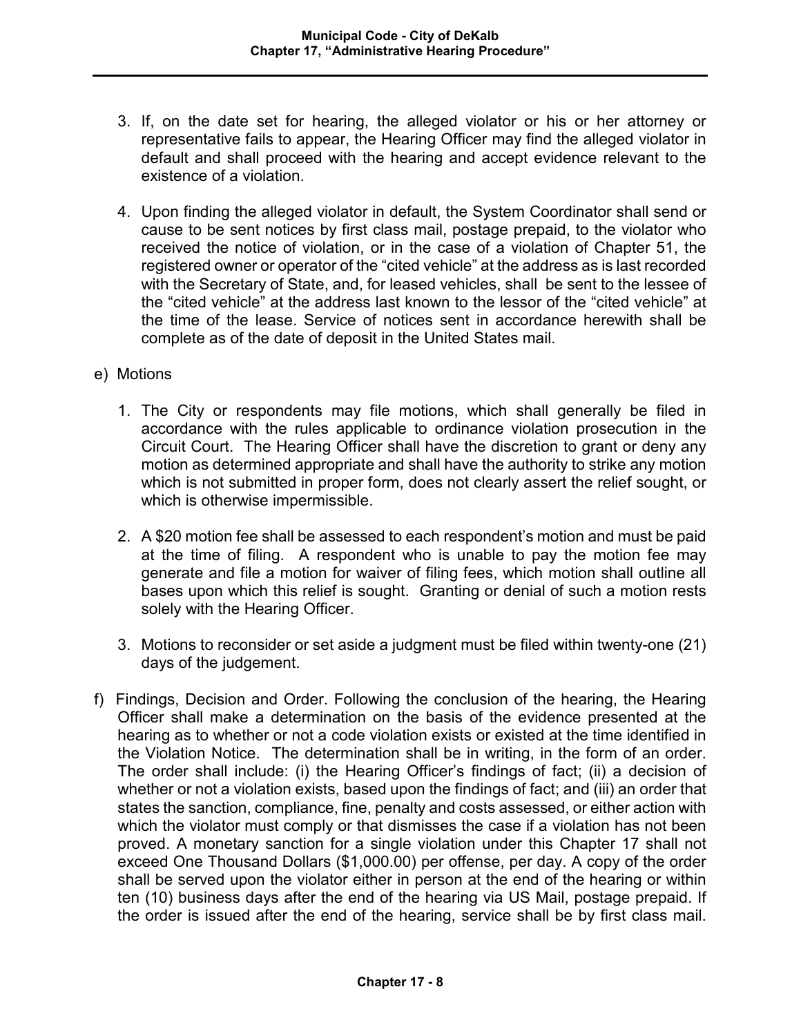3. If, on the date set for hearing, the alleged violator or his or her attorney or representative fails to appear, the Hearing Officer may find the alleged violator in default and shall proceed with the hearing and accept evidence relevant to the existence of a violation.

4. Upon finding the alleged violator in default, the System Coordinator shall send or cause to be sent notices by first class mail, postage prepaid, to the violator who received the notice of violation, or in the case of a violation of Chapter 51, the registered owner or operator of the "cited vehicle" at the address as is last recorded with the Secretary of State, and, for leased vehicles, shall be sent to the lessee of the "cited vehicle" at the address last known to the lessor of the "cited vehicle" at the time of the lease. Service of notices sent in accordance herewith shall be complete as of the date of deposit in the United States mail.

e) Motions

1. The City or respondents may file motions, which shall generally be filed in accordance with the rules applicable to ordinance violation prosecution in the Circuit Court. The Hearing Officer shall have the discretion to grant or deny any motion as determined appropriate and shall have the authority to strike any motion which is not submitted in proper form, does not clearly assert the relief sought, or which is otherwise impermissible.

2. A $20 motion fee shall be assessed to each respondent's motion and must be paid at the time of filing. A respondent who is unable to pay the motion fee may generate and file a motion for waiver of filing fees, which motion shall outline all bases upon which this relief is sought. Granting or denial of such a motion rests solely with the Hearing Officer.

3. Motions to reconsider or set aside a judgment must be filed within twenty-one (21) days of the judgement.

f) Findings, Decision and Order. Following the conclusion of the hearing, the Hearing Officer shall make a determination on the basis of the evidence presented at the hearing as to whether or not a code violation exists or existed at the time identified in the Violation Notice. The determination shall be in writing, in the form of an order. The order shall include: (i) the Hearing Officer's findings of fact; (ii) a decision of whether or not a violation exists, based upon the findings of fact; and (iii) an order that states the sanction, compliance, fine, penalty and costs assessed, or either action with which the violator must comply or that dismisses the case if a violation has not been proved. A monetary sanction for a single violation under this Chapter 17 shall not exceed One Thousand Dollars ($1,000.00) per offense, per day. A copy of the order shall be served upon the violator either in person at the end of the hearing or within ten (10) business days after the end of the hearing via US Mail, postage prepaid. If the order is issued after the end of the hearing, service shall be by first class mail.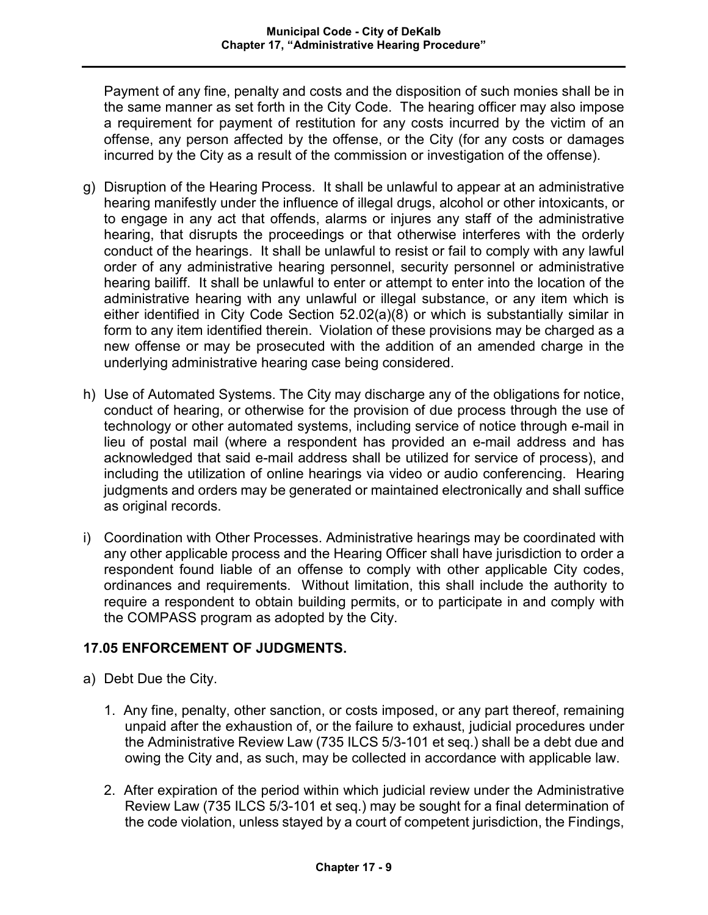Payment of any fine, penalty and costs and the disposition of such monies shall be in the same manner as set forth in the City Code. The hearing officer may also impose a requirement for payment of restitution for any costs incurred by the victim of an offense, any person affected by the offense, or the City (for any costs or damages incurred by the City as a result of the commission or investigation of the offense).

g) Disruption of the Hearing Process. It shall be unlawful to appear at an administrative hearing manifestly under the influence of illegal drugs, alcohol or other intoxicants, or to engage in any act that offends, alarms or injures any staff of the administrative hearing, that disrupts the proceedings or that otherwise interferes with the orderly conduct of the hearings. It shall be unlawful to resist or fail to comply with any lawful order of any administrative hearing personnel, security personnel or administrative hearing bailiff. It shall be unlawful to enter or attempt to enter into the location of the administrative hearing with any unlawful or illegal substance, or any item which is either identified in City Code Section 52.02(a)(8) or which is substantially similar in form to any item identified therein. Violation of these provisions may be charged as a new offense or may be prosecuted with the addition of an amended charge in the underlying administrative hearing case being considered.

h) Use of Automated Systems. The City may discharge any of the obligations for notice, conduct of hearing, or otherwise for the provision of due process through the use of technology or other automated systems, including service of notice through e-mail in lieu of postal mail (where a respondent has provided an e-mail address and has acknowledged that said e-mail address shall be utilized for service of process), and including the utilization of online hearings via video or audio conferencing. Hearing judgments and orders may be generated or maintained electronically and shall suffice as original records.

i) Coordination with Other Processes. Administrative hearings may be coordinated with any other applicable process and the Hearing Officer shall have jurisdiction to order a respondent found liable of an offense to comply with other applicable City codes, ordinances and requirements. Without limitation, this shall include the authority to require a respondent to obtain building permits, or to participate in and comply with the COMPASS program as adopted by the City.

## 17.05 ENFORCEMENT OF JUDGMENTS.

a) Debt Due the City.

1. Any fine, penalty, other sanction, or costs imposed, or any part thereof, remaining unpaid after the exhaustion of, or the failure to exhaust, judicial procedures under the Administrative Review Law (735 ILCS 5/3-101 et seq.) shall be a debt due and owing the City and, as such, may be collected in accordance with applicable law.

2. After expiration of the period within which judicial review under the Administrative Review Law (735 ILCS 5/3-101 et seq.) may be sought for a final determination of the code violation, unless stayed by a court of competent jurisdiction, the Findings,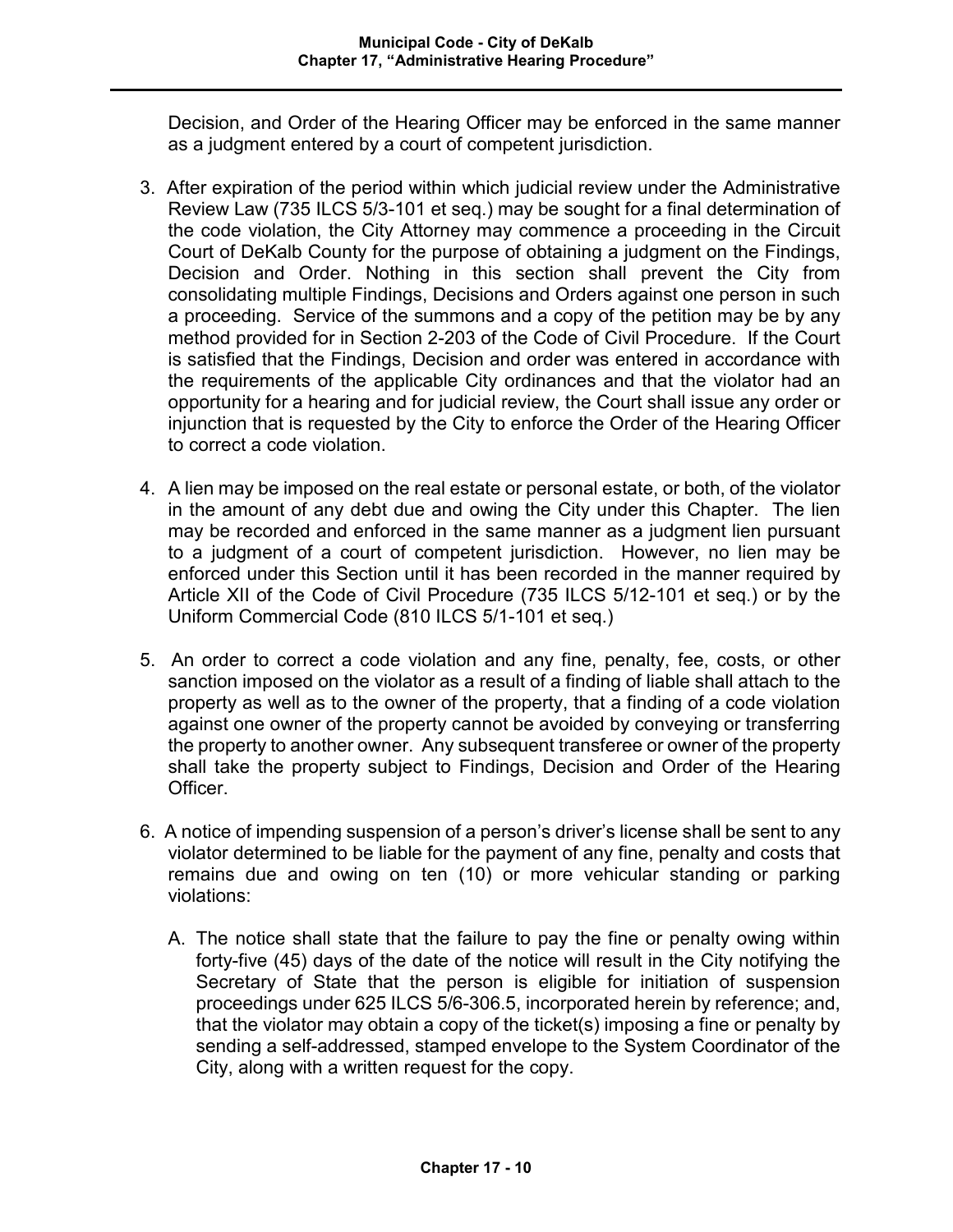Decision, and Order of the Hearing Officer may be enforced in the same manner as a judgment entered by a court of competent jurisdiction.

3. After expiration of the period within which judicial review under the Administrative Review Law (735 ILCS 5/3-101 et seq.) may be sought for a final determination of the code violation, the City Attorney may commence a proceeding in the Circuit Court of DeKalb County for the purpose of obtaining a judgment on the Findings, Decision and Order. Nothing in this section shall prevent the City from consolidating multiple Findings, Decisions and Orders against one person in such a proceeding. Service of the summons and a copy of the petition may be by any method provided for in Section 2-203 of the Code of Civil Procedure. If the Court is satisfied that the Findings, Decision and order was entered in accordance with the requirements of the applicable City ordinances and that the violator had an opportunity for a hearing and for judicial review, the Court shall issue any order or injunction that is requested by the City to enforce the Order of the Hearing Officer to correct a code violation.

4. A lien may be imposed on the real estate or personal estate, or both, of the violator in the amount of any debt due and owing the City under this Chapter. The lien may be recorded and enforced in the same manner as a judgment lien pursuant to a judgment of a court of competent jurisdiction. However, no lien may be enforced under this Section until it has been recorded in the manner required by Article XII of the Code of Civil Procedure (735 ILCS 5/12-101 et seq.) or by the Uniform Commercial Code (810 ILCS 5/1-101 et seq.)

5. An order to correct a code violation and any fine, penalty, fee, costs, or other sanction imposed on the violator as a result of a finding of liable shall attach to the property as well as to the owner of the property, that a finding of a code violation against one owner of the property cannot be avoided by conveying or transferring the property to another owner. Any subsequent transferee or owner of the property shall take the property subject to Findings, Decision and Order of the Hearing Officer.

6. A notice of impending suspension of a person's driver's license shall be sent to any violator determined to be liable for the payment of any fine, penalty and costs that remains due and owing on ten (10) or more vehicular standing or parking violations:

   A. The notice shall state that the failure to pay the fine or penalty owing within forty-five (45) days of the date of the notice will result in the City notifying the Secretary of State that the person is eligible for initiation of suspension proceedings under 625 ILCS 5/6-306.5, incorporated herein by reference; and, that the violator may obtain a copy of the ticket(s) imposing a fine or penalty by sending a self-addressed, stamped envelope to the System Coordinator of the City, along with a written request for the copy.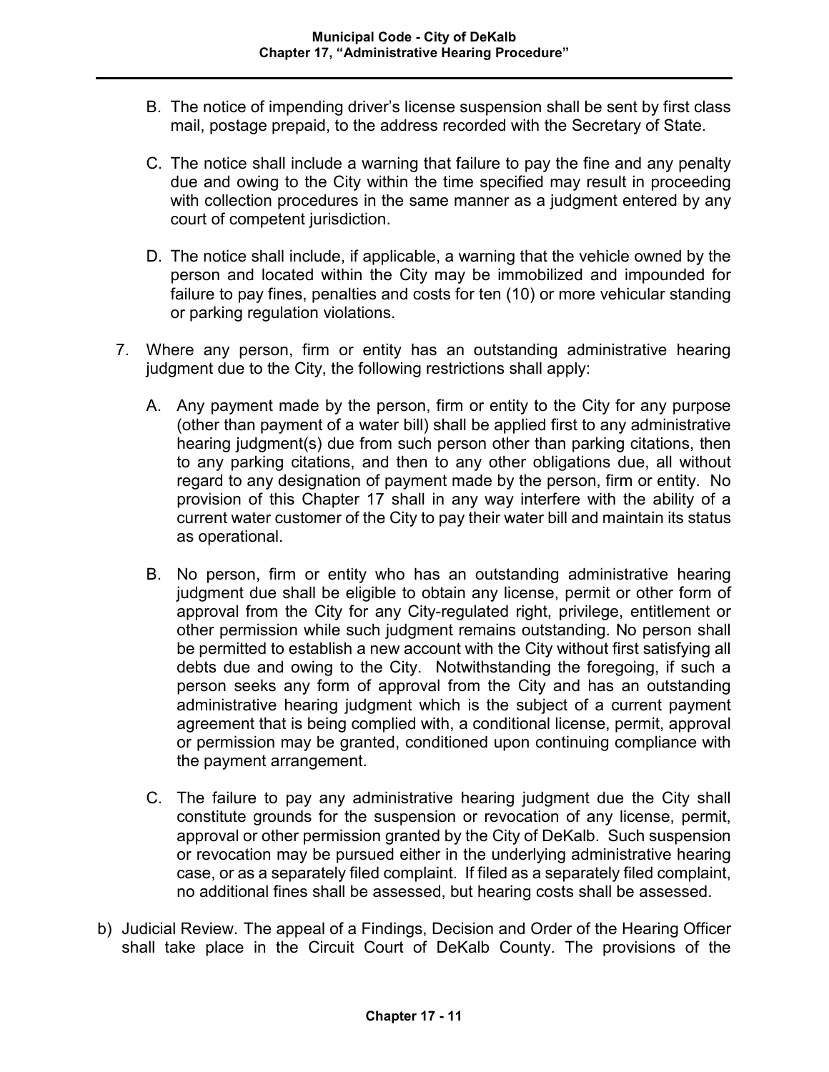B. The notice of impending driver's license suspension shall be sent by first class mail, postage prepaid, to the address recorded with the Secretary of State.

C. The notice shall include a warning that failure to pay the fine and any penalty due and owing to the City within the time specified may result in proceeding with collection procedures in the same manner as a judgment entered by any court of competent jurisdiction.

D. The notice shall include, if applicable, a warning that the vehicle owned by the person and located within the City may be immobilized and impounded for failure to pay fines, penalties and costs for ten (10) or more vehicular standing or parking regulation violations.

7. Where any person, firm or entity has an outstanding administrative hearing judgment due to the City, the following restrictions shall apply:

   A. Any payment made by the person, firm or entity to the City for any purpose (other than payment of a water bill) shall be applied first to any administrative hearing judgment(s) due from such person other than parking citations, then to any parking citations, and then to any other obligations due, all without regard to any designation of payment made by the person, firm or entity. No provision of this Chapter 17 shall in any way interfere with the ability of a current water customer of the City to pay their water bill and maintain its status as operational.

   B. No person, firm or entity who has an outstanding administrative hearing judgment due shall be eligible to obtain any license, permit or other form of approval from the City for any City-regulated right, privilege, entitlement or other permission while such judgment remains outstanding. No person shall be permitted to establish a new account with the City without first satisfying all debts due and owing to the City. Notwithstanding the foregoing, if such a person seeks any form of approval from the City and has an outstanding administrative hearing judgment which is the subject of a current payment agreement that is being complied with, a conditional license, permit, approval or permission may be granted, conditioned upon continuing compliance with the payment arrangement.

   C. The failure to pay any administrative hearing judgment due the City shall constitute grounds for the suspension or revocation of any license, permit, approval or other permission granted by the City of DeKalb. Such suspension or revocation may be pursued either in the underlying administrative hearing case, or as a separately filed complaint. If filed as a separately filed complaint, no additional fines shall be assessed, but hearing costs shall be assessed.

b) Judicial Review. The appeal of a Findings, Decision and Order of the Hearing Officer shall take place in the Circuit Court of DeKalb County. The provisions of the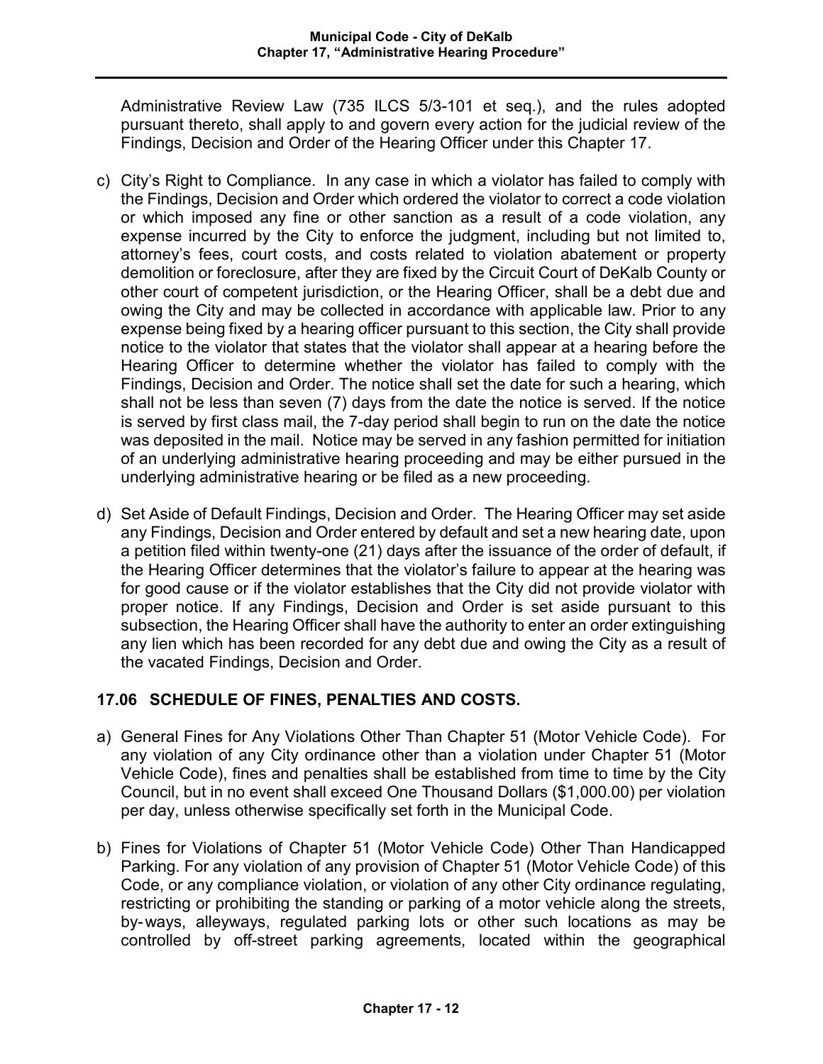Administrative Review Law (735 ILCS 5/3-101 et seq.), and the rules adopted pursuant thereto, shall apply to and govern every action for the judicial review of the Findings, Decision and Order of the Hearing Officer under this Chapter 17.

c) City's Right to Compliance. In any case in which a violator has failed to comply with the Findings, Decision and Order which ordered the violator to correct a code violation or which imposed any fine or other sanction as a result of a code violation, any expense incurred by the City to enforce the judgment, including but not limited to, attorney's fees, court costs, and costs related to violation abatement or property demolition or foreclosure, after they are fixed by the Circuit Court of DeKalb County or other court of competent jurisdiction, or the Hearing Officer, shall be a debt due and owing the City and may be collected in accordance with applicable law. Prior to any expense being fixed by a hearing officer pursuant to this section, the City shall provide notice to the violator that states that the violator shall appear at a hearing before the Hearing Officer to determine whether the violator has failed to comply with the Findings, Decision and Order. The notice shall set the date for such a hearing, which shall not be less than seven (7) days from the date the notice is served. If the notice is served by first class mail, the 7-day period shall begin to run on the date the notice was deposited in the mail. Notice may be served in any fashion permitted for initiation of an underlying administrative hearing proceeding and may be either pursued in the underlying administrative hearing or be filed as a new proceeding.

d) Set Aside of Default Findings, Decision and Order. The Hearing Officer may set aside any Findings, Decision and Order entered by default and set a new hearing date, upon a petition filed within twenty-one (21) days after the issuance of the order of default, if the Hearing Officer determines that the violator's failure to appear at the hearing was for good cause or if the violator establishes that the City did not provide violator with proper notice. If any Findings, Decision and Order is set aside pursuant to this subsection, the Hearing Officer shall have the authority to enter an order extinguishing any lien which has been recorded for any debt due and owing the City as a result of the vacated Findings, Decision and Order.

## 17.06 SCHEDULE OF FINES, PENALTIES AND COSTS.

a) General Fines for Any Violations Other Than Chapter 51 (Motor Vehicle Code). For any violation of any City ordinance other than a violation under Chapter 51 (Motor Vehicle Code), fines and penalties shall be established from time to time by the City Council, but in no event shall exceed One Thousand Dollars ($1,000.00) per violation per day, unless otherwise specifically set forth in the Municipal Code.

b) Fines for Violations of Chapter 51 (Motor Vehicle Code) Other Than Handicapped Parking. For any violation of any provision of Chapter 51 (Motor Vehicle Code) of this Code, or any compliance violation, or violation of any other City ordinance regulating, restricting or prohibiting the standing or parking of a motor vehicle along the streets, by-ways, alleyways, regulated parking lots or other such locations as may be controlled by off-street parking agreements, located within the geographical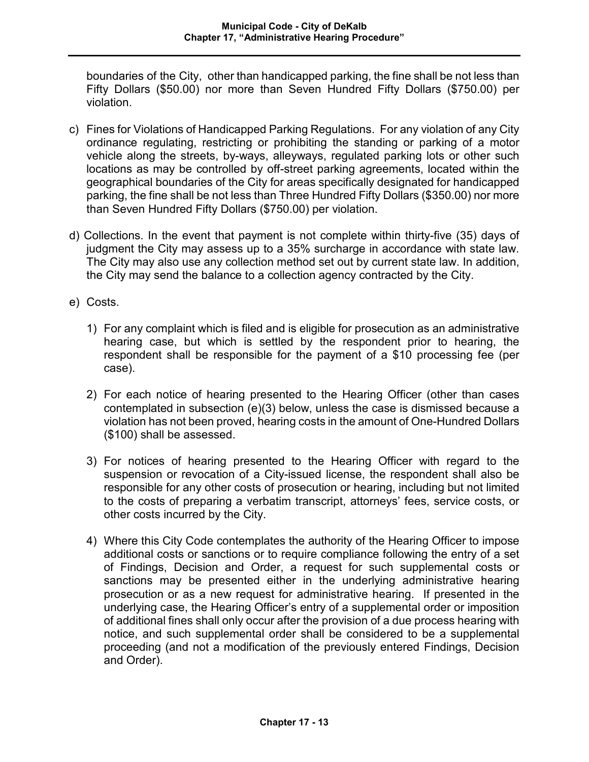boundaries of the City, other than handicapped parking, the fine shall be not less than Fifty Dollars ($50.00) nor more than Seven Hundred Fifty Dollars ($750.00) per violation.

c) Fines for Violations of Handicapped Parking Regulations. For any violation of any City ordinance regulating, restricting or prohibiting the standing or parking of a motor vehicle along the streets, by-ways, alleyways, regulated parking lots or other such locations as may be controlled by off-street parking agreements, located within the geographical boundaries of the City for areas specifically designated for handicapped parking, the fine shall be not less than Three Hundred Fifty Dollars ($350.00) nor more than Seven Hundred Fifty Dollars ($750.00) per violation.

d) Collections. In the event that payment is not complete within thirty-five (35) days of judgment the City may assess up to a 35% surcharge in accordance with state law. The City may also use any collection method set out by current state law. In addition, the City may send the balance to a collection agency contracted by the City.

e) Costs.

   1) For any complaint which is filed and is eligible for prosecution as an administrative hearing case, but which is settled by the respondent prior to hearing, the respondent shall be responsible for the payment of a $10 processing fee (per case).

   2) For each notice of hearing presented to the Hearing Officer (other than cases contemplated in subsection (e)(3) below, unless the case is dismissed because a violation has not been proved, hearing costs in the amount of One-Hundred Dollars ($100) shall be assessed.

   3) For notices of hearing presented to the Hearing Officer with regard to the suspension or revocation of a City-issued license, the respondent shall also be responsible for any other costs of prosecution or hearing, including but not limited to the costs of preparing a verbatim transcript, attorneys' fees, service costs, or other costs incurred by the City.

   4) Where this City Code contemplates the authority of the Hearing Officer to impose additional costs or sanctions or to require compliance following the entry of a set of Findings, Decision and Order, a request for such supplemental costs or sanctions may be presented either in the underlying administrative hearing prosecution or as a new request for administrative hearing. If presented in the underlying case, the Hearing Officer's entry of a supplemental order or imposition of additional fines shall only occur after the provision of a due process hearing with notice, and such supplemental order shall be considered to be a supplemental proceeding (and not a modification of the previously entered Findings, Decision and Order).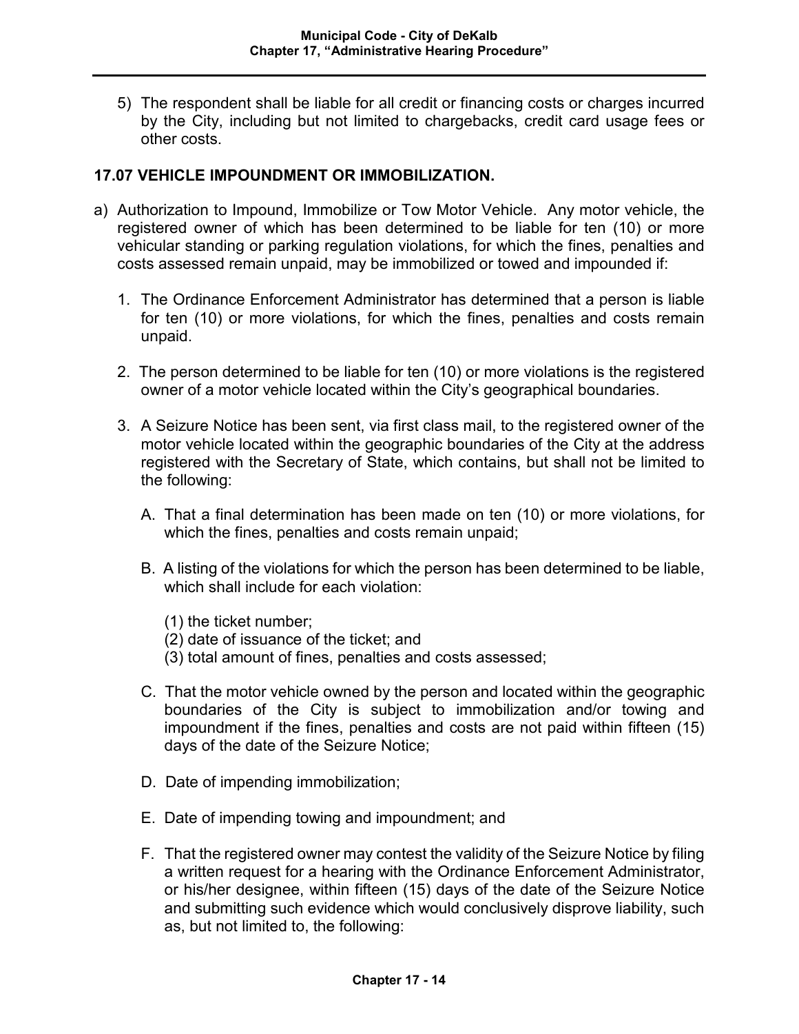5) The respondent shall be liable for all credit or financing costs or charges incurred by the City, including but not limited to chargebacks, credit card usage fees or other costs.

## 17.07 VEHICLE IMPOUNDMENT OR IMMOBILIZATION.

a) Authorization to Impound, Immobilize or Tow Motor Vehicle. Any motor vehicle, the registered owner of which has been determined to be liable for ten (10) or more vehicular standing or parking regulation violations, for which the fines, penalties and costs assessed remain unpaid, may be immobilized or towed and impounded if:

   1. The Ordinance Enforcement Administrator has determined that a person is liable for ten (10) or more violations, for which the fines, penalties and costs remain unpaid.

   2. The person determined to be liable for ten (10) or more violations is the registered owner of a motor vehicle located within the City's geographical boundaries.

   3. A Seizure Notice has been sent, via first class mail, to the registered owner of the motor vehicle located within the geographic boundaries of the City at the address registered with the Secretary of State, which contains, but shall not be limited to the following:

      A. That a final determination has been made on ten (10) or more violations, for which the fines, penalties and costs remain unpaid;

      B. A listing of the violations for which the person has been determined to be liable, which shall include for each violation:

         (1) the ticket number;
         (2) date of issuance of the ticket; and
         (3) total amount of fines, penalties and costs assessed;

      C. That the motor vehicle owned by the person and located within the geographic boundaries of the City is subject to immobilization and/or towing and impoundment if the fines, penalties and costs are not paid within fifteen (15) days of the date of the Seizure Notice;

      D. Date of impending immobilization;

      E. Date of impending towing and impoundment; and

      F. That the registered owner may contest the validity of the Seizure Notice by filing a written request for a hearing with the Ordinance Enforcement Administrator, or his/her designee, within fifteen (15) days of the date of the Seizure Notice and submitting such evidence which would conclusively disprove liability, such as, but not limited to, the following: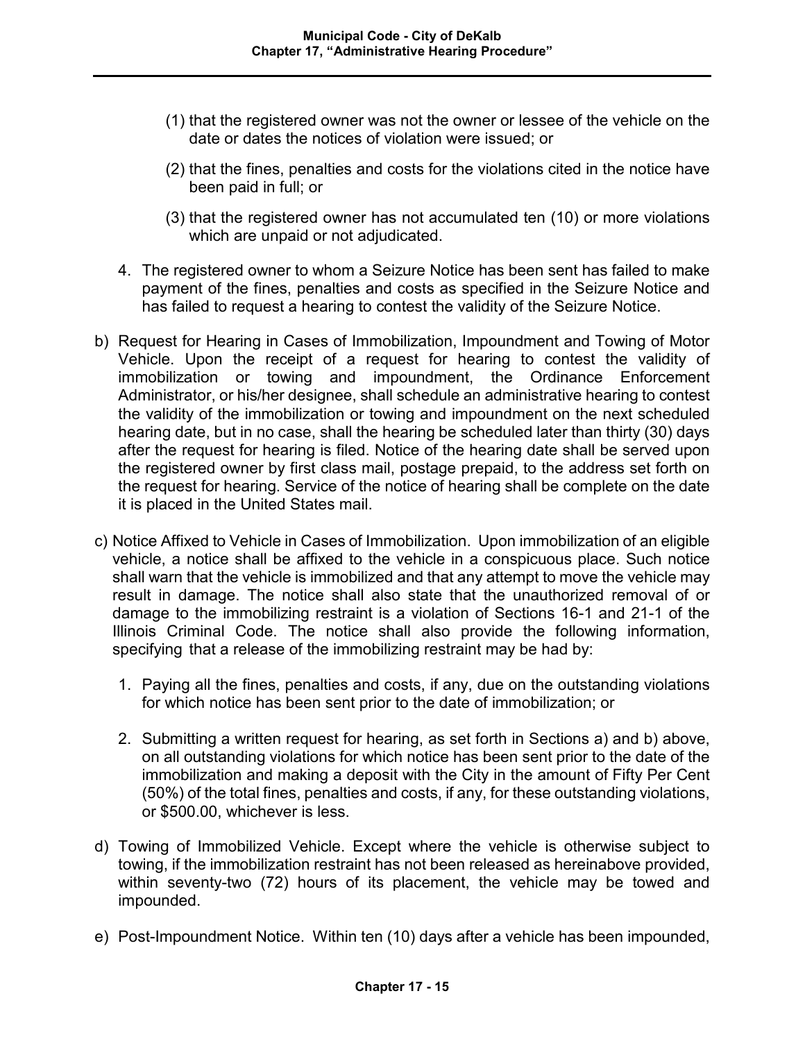(1) that the registered owner was not the owner or lessee of the vehicle on the date or dates the notices of violation were issued; or

(2) that the fines, penalties and costs for the violations cited in the notice have been paid in full; or

(3) that the registered owner has not accumulated ten (10) or more violations which are unpaid or not adjudicated.

4. The registered owner to whom a Seizure Notice has been sent has failed to make payment of the fines, penalties and costs as specified in the Seizure Notice and has failed to request a hearing to contest the validity of the Seizure Notice.

b) Request for Hearing in Cases of Immobilization, Impoundment and Towing of Motor Vehicle. Upon the receipt of a request for hearing to contest the validity of immobilization or towing and impoundment, the Ordinance Enforcement Administrator, or his/her designee, shall schedule an administrative hearing to contest the validity of the immobilization or towing and impoundment on the next scheduled hearing date, but in no case, shall the hearing be scheduled later than thirty (30) days after the request for hearing is filed. Notice of the hearing date shall be served upon the registered owner by first class mail, postage prepaid, to the address set forth on the request for hearing. Service of the notice of hearing shall be complete on the date it is placed in the United States mail.

c) Notice Affixed to Vehicle in Cases of Immobilization. Upon immobilization of an eligible vehicle, a notice shall be affixed to the vehicle in a conspicuous place. Such notice shall warn that the vehicle is immobilized and that any attempt to move the vehicle may result in damage. The notice shall also state that the unauthorized removal of or damage to the immobilizing restraint is a violation of Sections 16-1 and 21-1 of the Illinois Criminal Code. The notice shall also provide the following information, specifying that a release of the immobilizing restraint may be had by:

1. Paying all the fines, penalties and costs, if any, due on the outstanding violations for which notice has been sent prior to the date of immobilization; or

2. Submitting a written request for hearing, as set forth in Sections a) and b) above, on all outstanding violations for which notice has been sent prior to the date of the immobilization and making a deposit with the City in the amount of Fifty Per Cent (50%) of the total fines, penalties and costs, if any, for these outstanding violations, or $500.00, whichever is less.

d) Towing of Immobilized Vehicle. Except where the vehicle is otherwise subject to towing, if the immobilization restraint has not been released as hereinabove provided, within seventy-two (72) hours of its placement, the vehicle may be towed and impounded.

e) Post-Impoundment Notice. Within ten (10) days after a vehicle has been impounded,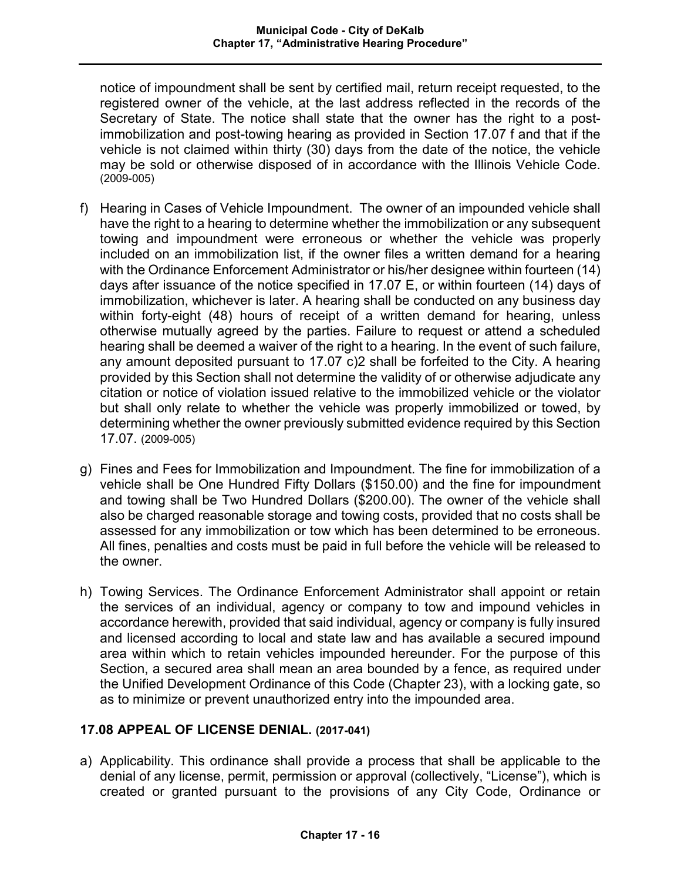notice of impoundment shall be sent by certified mail, return receipt requested, to the registered owner of the vehicle, at the last address reflected in the records of the Secretary of State. The notice shall state that the owner has the right to a post-immobilization and post-towing hearing as provided in Section 17.07 f and that if the vehicle is not claimed within thirty (30) days from the date of the notice, the vehicle may be sold or otherwise disposed of in accordance with the Illinois Vehicle Code. (2009-005)

f) Hearing in Cases of Vehicle Impoundment. The owner of an impounded vehicle shall have the right to a hearing to determine whether the immobilization or any subsequent towing and impoundment were erroneous or whether the vehicle was properly included on an immobilization list, if the owner files a written demand for a hearing with the Ordinance Enforcement Administrator or his/her designee within fourteen (14) days after issuance of the notice specified in 17.07 E, or within fourteen (14) days of immobilization, whichever is later. A hearing shall be conducted on any business day within forty-eight (48) hours of receipt of a written demand for hearing, unless otherwise mutually agreed by the parties. Failure to request or attend a scheduled hearing shall be deemed a waiver of the right to a hearing. In the event of such failure, any amount deposited pursuant to 17.07 c)2 shall be forfeited to the City. A hearing provided by this Section shall not determine the validity of or otherwise adjudicate any citation or notice of violation issued relative to the immobilized vehicle or the violator but shall only relate to whether the vehicle was properly immobilized or towed, by determining whether the owner previously submitted evidence required by this Section 17.07. (2009-005)

g) Fines and Fees for Immobilization and Impoundment. The fine for immobilization of a vehicle shall be One Hundred Fifty Dollars ($150.00) and the fine for impoundment and towing shall be Two Hundred Dollars ($200.00). The owner of the vehicle shall also be charged reasonable storage and towing costs, provided that no costs shall be assessed for any immobilization or tow which has been determined to be erroneous. All fines, penalties and costs must be paid in full before the vehicle will be released to the owner.

h) Towing Services. The Ordinance Enforcement Administrator shall appoint or retain the services of an individual, agency or company to tow and impound vehicles in accordance herewith, provided that said individual, agency or company is fully insured and licensed according to local and state law and has available a secured impound area within which to retain vehicles impounded hereunder. For the purpose of this Section, a secured area shall mean an area bounded by a fence, as required under the Unified Development Ordinance of this Code (Chapter 23), with a locking gate, so as to minimize or prevent unauthorized entry into the impounded area.

### 17.08 APPEAL OF LICENSE DENIAL. (2017-041)

a) Applicability. This ordinance shall provide a process that shall be applicable to the denial of any license, permit, permission or approval (collectively, "License"), which is created or granted pursuant to the provisions of any City Code, Ordinance or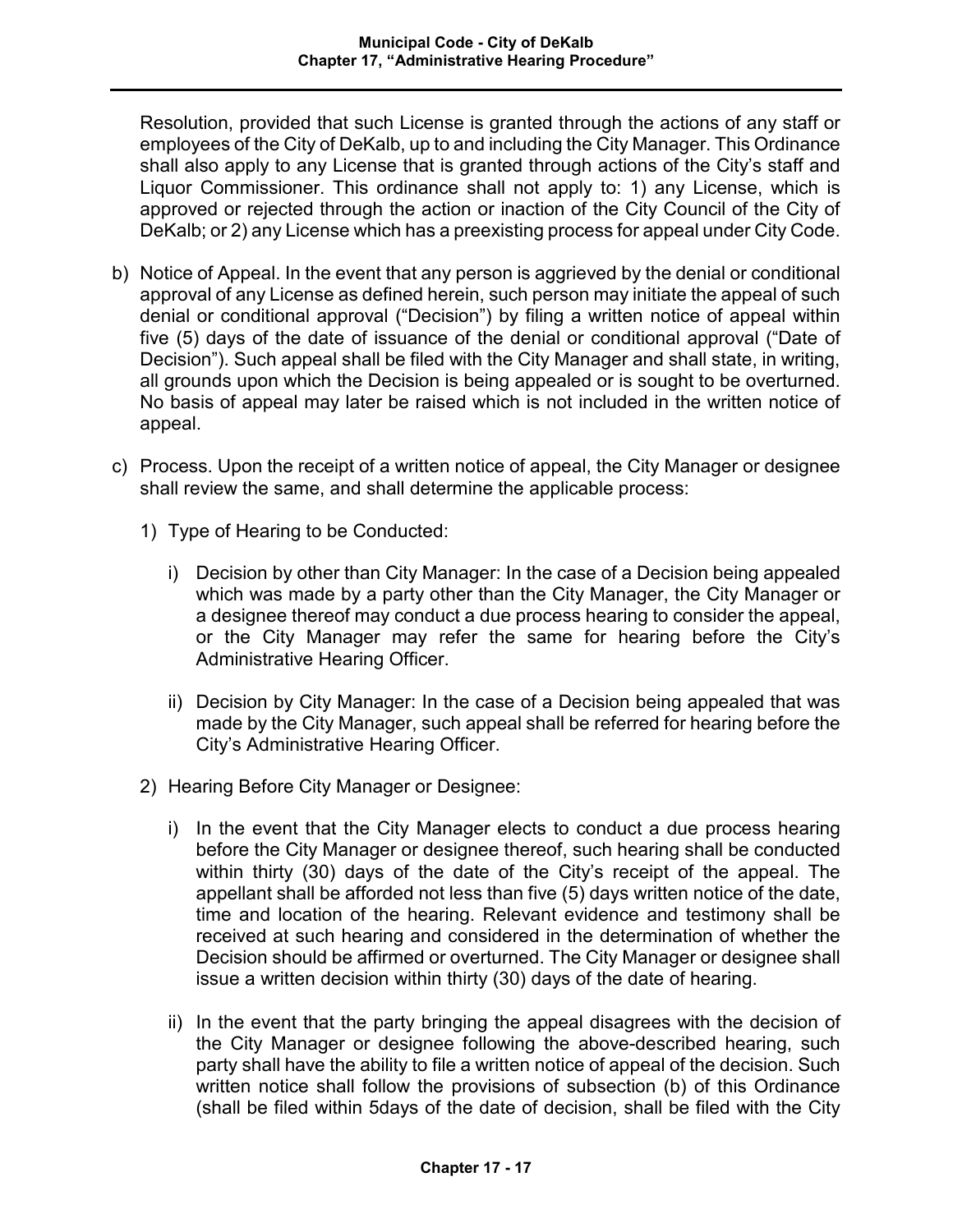Resolution, provided that such License is granted through the actions of any staff or employees of the City of DeKalb, up to and including the City Manager. This Ordinance shall also apply to any License that is granted through actions of the City's staff and Liquor Commissioner. This ordinance shall not apply to: 1) any License, which is approved or rejected through the action or inaction of the City Council of the City of DeKalb; or 2) any License which has a preexisting process for appeal under City Code.

b) Notice of Appeal. In the event that any person is aggrieved by the denial or conditional approval of any License as defined herein, such person may initiate the appeal of such denial or conditional approval ("Decision") by filing a written notice of appeal within five (5) days of the date of issuance of the denial or conditional approval ("Date of Decision"). Such appeal shall be filed with the City Manager and shall state, in writing, all grounds upon which the Decision is being appealed or is sought to be overturned. No basis of appeal may later be raised which is not included in the written notice of appeal.

c) Process. Upon the receipt of a written notice of appeal, the City Manager or designee shall review the same, and shall determine the applicable process:

   1) Type of Hearing to be Conducted:

      i) Decision by other than City Manager: In the case of a Decision being appealed which was made by a party other than the City Manager, the City Manager or a designee thereof may conduct a due process hearing to consider the appeal, or the City Manager may refer the same for hearing before the City's Administrative Hearing Officer.

      ii) Decision by City Manager: In the case of a Decision being appealed that was made by the City Manager, such appeal shall be referred for hearing before the City's Administrative Hearing Officer.

   2) Hearing Before City Manager or Designee:

      i) In the event that the City Manager elects to conduct a due process hearing before the City Manager or designee thereof, such hearing shall be conducted within thirty (30) days of the date of the City's receipt of the appeal. The appellant shall be afforded not less than five (5) days written notice of the date, time and location of the hearing. Relevant evidence and testimony shall be received at such hearing and considered in the determination of whether the Decision should be affirmed or overturned. The City Manager or designee shall issue a written decision within thirty (30) days of the date of hearing.

      ii) In the event that the party bringing the appeal disagrees with the decision of the City Manager or designee following the above-described hearing, such party shall have the ability to file a written notice of appeal of the decision. Such written notice shall follow the provisions of subsection (b) of this Ordinance (shall be filed within 5days of the date of decision, shall be filed with the City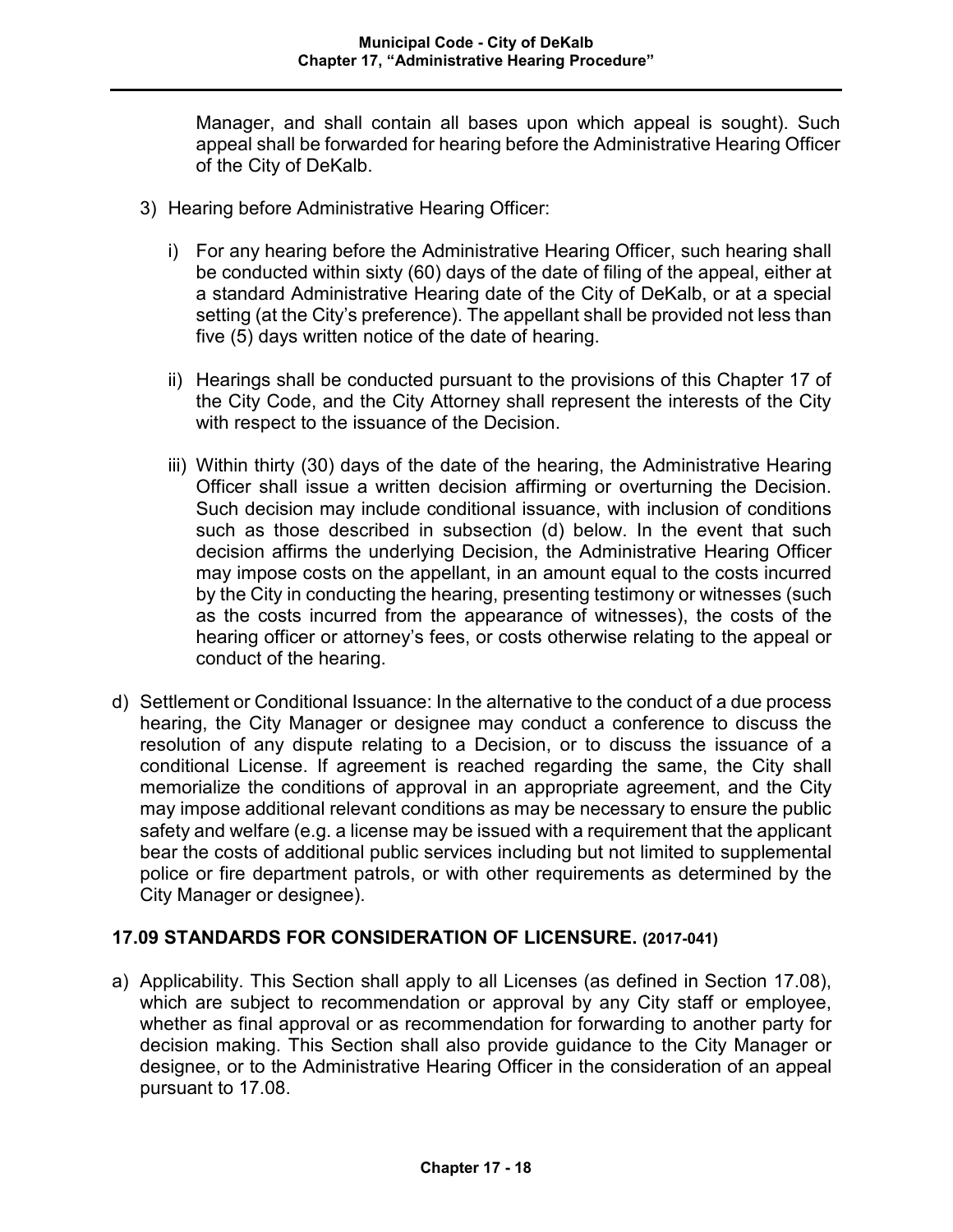Manager, and shall contain all bases upon which appeal is sought). Such appeal shall be forwarded for hearing before the Administrative Hearing Officer of the City of DeKalb.

3) Hearing before Administrative Hearing Officer:

   i) For any hearing before the Administrative Hearing Officer, such hearing shall be conducted within sixty (60) days of the date of filing of the appeal, either at a standard Administrative Hearing date of the City of DeKalb, or at a special setting (at the City's preference). The appellant shall be provided not less than five (5) days written notice of the date of hearing.

   ii) Hearings shall be conducted pursuant to the provisions of this Chapter 17 of the City Code, and the City Attorney shall represent the interests of the City with respect to the issuance of the Decision.

   iii) Within thirty (30) days of the date of the hearing, the Administrative Hearing Officer shall issue a written decision affirming or overturning the Decision. Such decision may include conditional issuance, with inclusion of conditions such as those described in subsection (d) below. In the event that such decision affirms the underlying Decision, the Administrative Hearing Officer may impose costs on the appellant, in an amount equal to the costs incurred by the City in conducting the hearing, presenting testimony or witnesses (such as the costs incurred from the appearance of witnesses), the costs of the hearing officer or attorney's fees, or costs otherwise relating to the appeal or conduct of the hearing.

d) Settlement or Conditional Issuance: In the alternative to the conduct of a due process hearing, the City Manager or designee may conduct a conference to discuss the resolution of any dispute relating to a Decision, or to discuss the issuance of a conditional License. If agreement is reached regarding the same, the City shall memorialize the conditions of approval in an appropriate agreement, and the City may impose additional relevant conditions as may be necessary to ensure the public safety and welfare (e.g. a license may be issued with a requirement that the applicant bear the costs of additional public services including but not limited to supplemental police or fire department patrols, or with other requirements as determined by the City Manager or designee).

## 17.09 STANDARDS FOR CONSIDERATION OF LICENSURE. (2017-041)

a) Applicability. This Section shall apply to all Licenses (as defined in Section 17.08), which are subject to recommendation or approval by any City staff or employee, whether as final approval or as recommendation for forwarding to another party for decision making. This Section shall also provide guidance to the City Manager or designee, or to the Administrative Hearing Officer in the consideration of an appeal pursuant to 17.08.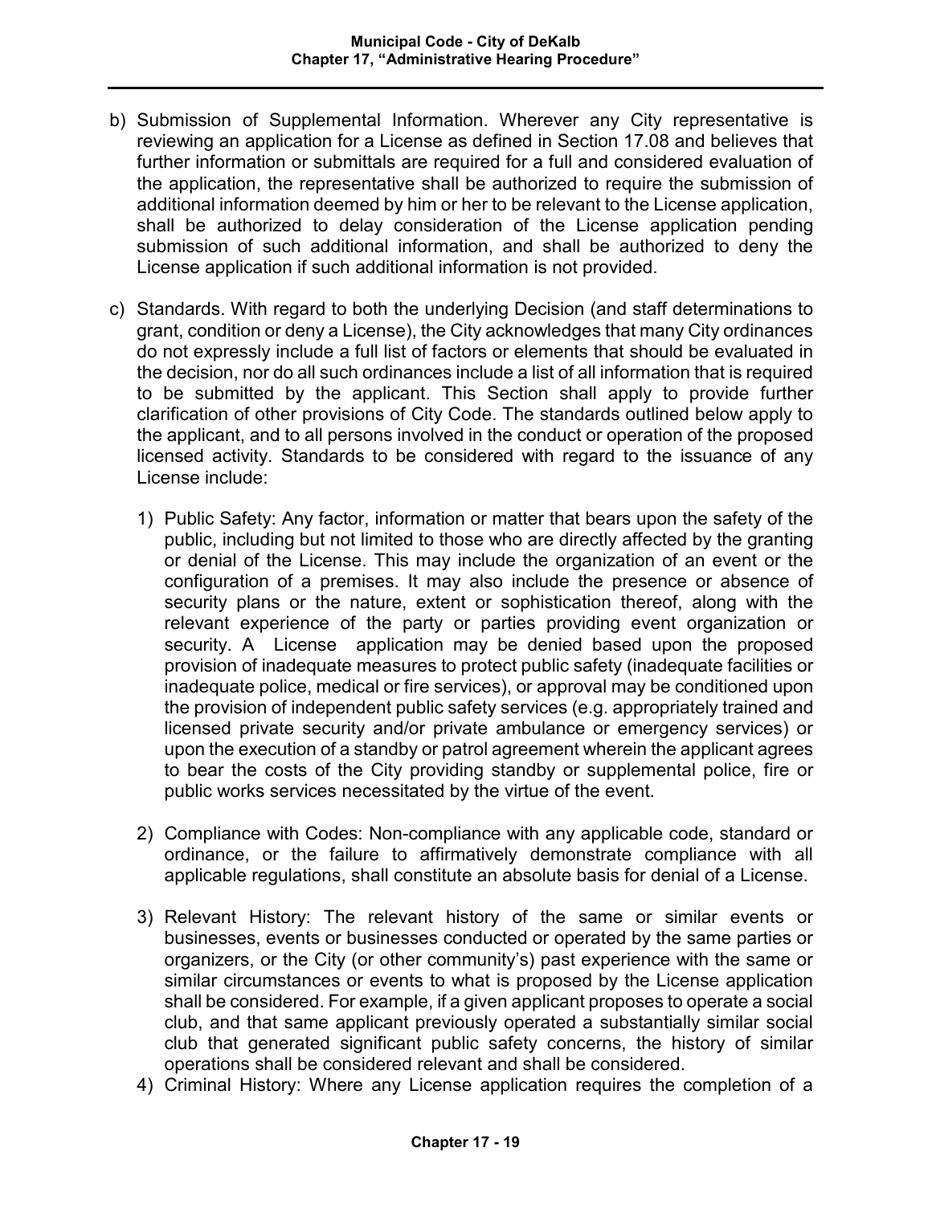b) Submission of Supplemental Information. Wherever any City representative is reviewing an application for a License as defined in Section 17.08 and believes that further information or submittals are required for a full and considered evaluation of the application, the representative shall be authorized to require the submission of additional information deemed by him or her to be relevant to the License application, shall be authorized to delay consideration of the License application pending submission of such additional information, and shall be authorized to deny the License application if such additional information is not provided.

c) Standards. With regard to both the underlying Decision (and staff determinations to grant, condition or deny a License), the City acknowledges that many City ordinances do not expressly include a full list of factors or elements that should be evaluated in the decision, nor do all such ordinances include a list of all information that is required to be submitted by the applicant. This Section shall apply to provide further clarification of other provisions of City Code. The standards outlined below apply to the applicant, and to all persons involved in the conduct or operation of the proposed licensed activity. Standards to be considered with regard to the issuance of any License include:

   1) Public Safety: Any factor, information or matter that bears upon the safety of the public, including but not limited to those who are directly affected by the granting or denial of the License. This may include the organization of an event or the configuration of a premises. It may also include the presence or absence of security plans or the nature, extent or sophistication thereof, along with the relevant experience of the party or parties providing event organization or security. A License application may be denied based upon the proposed provision of inadequate measures to protect public safety (inadequate facilities or inadequate police, medical or fire services), or approval may be conditioned upon the provision of independent public safety services (e.g. appropriately trained and licensed private security and/or private ambulance or emergency services) or upon the execution of a standby or patrol agreement wherein the applicant agrees to bear the costs of the City providing standby or supplemental police, fire or public works services necessitated by the virtue of the event.

   2) Compliance with Codes: Non-compliance with any applicable code, standard or ordinance, or the failure to affirmatively demonstrate compliance with all applicable regulations, shall constitute an absolute basis for denial of a License.

   3) Relevant History: The relevant history of the same or similar events or businesses, events or businesses conducted or operated by the same parties or organizers, or the City (or other community's) past experience with the same or similar circumstances or events to what is proposed by the License application shall be considered. For example, if a given applicant proposes to operate a social club, and that same applicant previously operated a substantially similar social club that generated significant public safety concerns, the history of similar operations shall be considered relevant and shall be considered.

   4) Criminal History: Where any License application requires the completion of a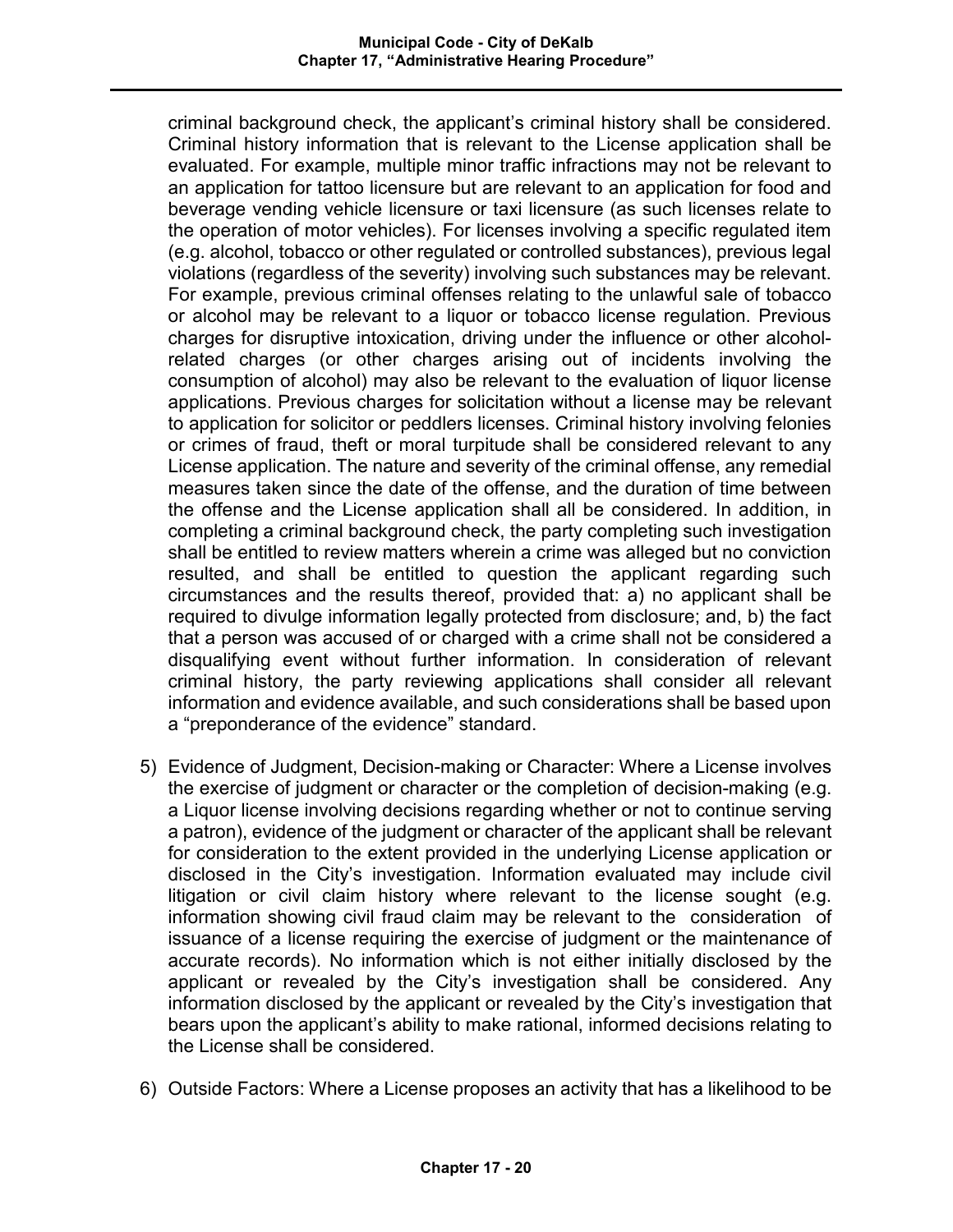criminal background check, the applicant's criminal history shall be considered. Criminal history information that is relevant to the License application shall be evaluated. For example, multiple minor traffic infractions may not be relevant to an application for tattoo licensure but are relevant to an application for food and beverage vending vehicle licensure or taxi licensure (as such licenses relate to the operation of motor vehicles). For licenses involving a specific regulated item (e.g. alcohol, tobacco or other regulated or controlled substances), previous legal violations (regardless of the severity) involving such substances may be relevant. For example, previous criminal offenses relating to the unlawful sale of tobacco or alcohol may be relevant to a liquor or tobacco license regulation. Previous charges for disruptive intoxication, driving under the influence or other alcohol-related charges (or other charges arising out of incidents involving the consumption of alcohol) may also be relevant to the evaluation of liquor license applications. Previous charges for solicitation without a license may be relevant to application for solicitor or peddlers licenses. Criminal history involving felonies or crimes of fraud, theft or moral turpitude shall be considered relevant to any License application. The nature and severity of the criminal offense, any remedial measures taken since the date of the offense, and the duration of time between the offense and the License application shall all be considered. In addition, in completing a criminal background check, the party completing such investigation shall be entitled to review matters wherein a crime was alleged but no conviction resulted, and shall be entitled to question the applicant regarding such circumstances and the results thereof, provided that: a) no applicant shall be required to divulge information legally protected from disclosure; and, b) the fact that a person was accused of or charged with a crime shall not be considered a disqualifying event without further information. In consideration of relevant criminal history, the party reviewing applications shall consider all relevant information and evidence available, and such considerations shall be based upon a "preponderance of the evidence" standard.

5) Evidence of Judgment, Decision-making or Character: Where a License involves the exercise of judgment or character or the completion of decision-making (e.g. a Liquor license involving decisions regarding whether or not to continue serving a patron), evidence of the judgment or character of the applicant shall be relevant for consideration to the extent provided in the underlying License application or disclosed in the City's investigation. Information evaluated may include civil litigation or civil claim history where relevant to the license sought (e.g. information showing civil fraud claim may be relevant to the consideration of issuance of a license requiring the exercise of judgment or the maintenance of accurate records). No information which is not either initially disclosed by the applicant or revealed by the City's investigation shall be considered. Any information disclosed by the applicant or revealed by the City's investigation that bears upon the applicant's ability to make rational, informed decisions relating to the License shall be considered.

6) Outside Factors: Where a License proposes an activity that has a likelihood to be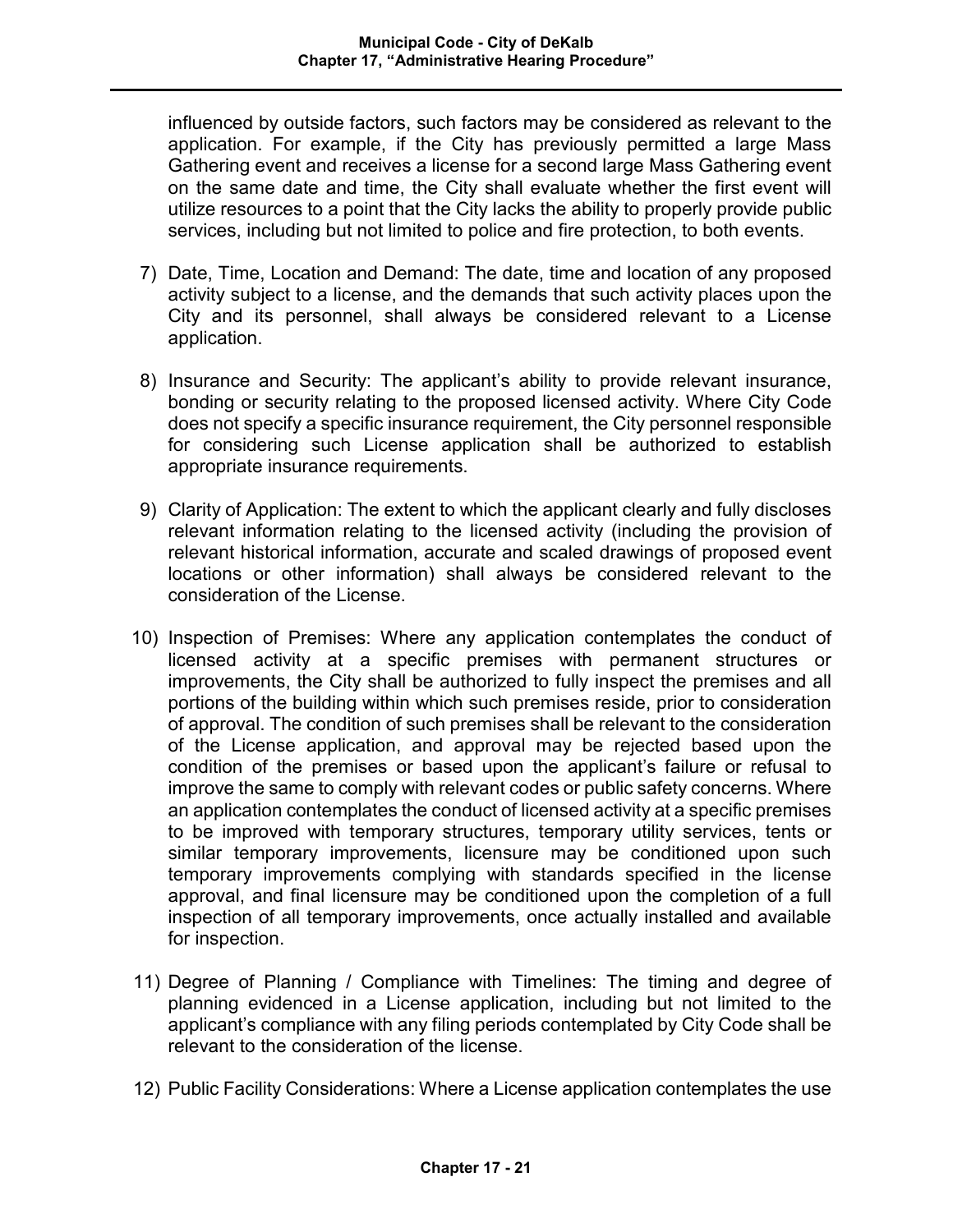influenced by outside factors, such factors may be considered as relevant to the application. For example, if the City has previously permitted a large Mass Gathering event and receives a license for a second large Mass Gathering event on the same date and time, the City shall evaluate whether the first event will utilize resources to a point that the City lacks the ability to properly provide public services, including but not limited to police and fire protection, to both events.

7) Date, Time, Location and Demand: The date, time and location of any proposed activity subject to a license, and the demands that such activity places upon the City and its personnel, shall always be considered relevant to a License application.

8) Insurance and Security: The applicant's ability to provide relevant insurance, bonding or security relating to the proposed licensed activity. Where City Code does not specify a specific insurance requirement, the City personnel responsible for considering such License application shall be authorized to establish appropriate insurance requirements.

9) Clarity of Application: The extent to which the applicant clearly and fully discloses relevant information relating to the licensed activity (including the provision of relevant historical information, accurate and scaled drawings of proposed event locations or other information) shall always be considered relevant to the consideration of the License.

10) Inspection of Premises: Where any application contemplates the conduct of licensed activity at a specific premises with permanent structures or improvements, the City shall be authorized to fully inspect the premises and all portions of the building within which such premises reside, prior to consideration of approval. The condition of such premises shall be relevant to the consideration of the License application, and approval may be rejected based upon the condition of the premises or based upon the applicant's failure or refusal to improve the same to comply with relevant codes or public safety concerns. Where an application contemplates the conduct of licensed activity at a specific premises to be improved with temporary structures, temporary utility services, tents or similar temporary improvements, licensure may be conditioned upon such temporary improvements complying with standards specified in the license approval, and final licensure may be conditioned upon the completion of a full inspection of all temporary improvements, once actually installed and available for inspection.

11) Degree of Planning / Compliance with Timelines: The timing and degree of planning evidenced in a License application, including but not limited to the applicant's compliance with any filing periods contemplated by City Code shall be relevant to the consideration of the license.

12) Public Facility Considerations: Where a License application contemplates the use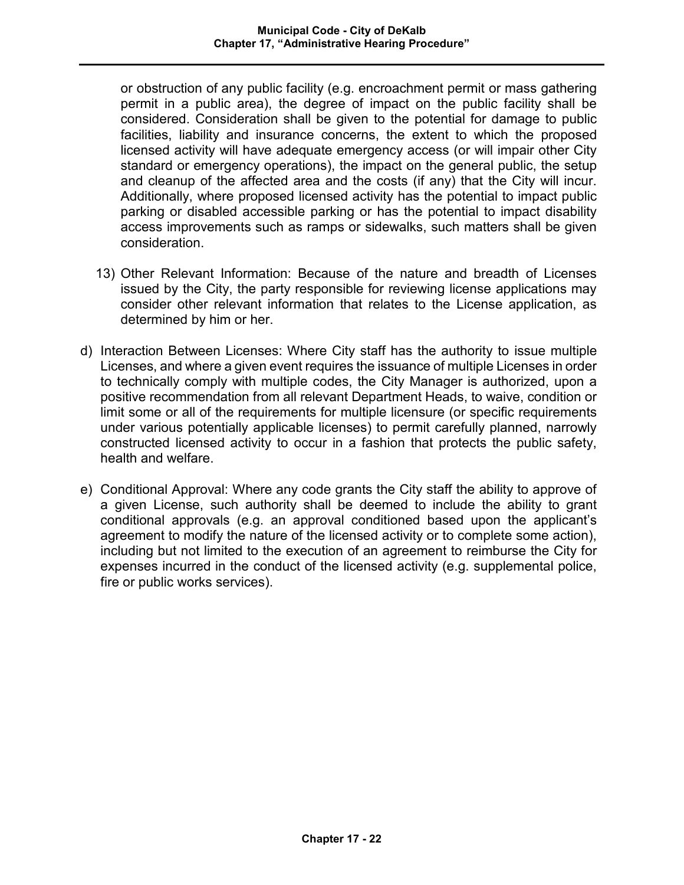or obstruction of any public facility (e.g. encroachment permit or mass gathering permit in a public area), the degree of impact on the public facility shall be considered. Consideration shall be given to the potential for damage to public facilities, liability and insurance concerns, the extent to which the proposed licensed activity will have adequate emergency access (or will impair other City standard or emergency operations), the impact on the general public, the setup and cleanup of the affected area and the costs (if any) that the City will incur. Additionally, where proposed licensed activity has the potential to impact public parking or disabled accessible parking or has the potential to impact disability access improvements such as ramps or sidewalks, such matters shall be given consideration.

13) Other Relevant Information: Because of the nature and breadth of Licenses issued by the City, the party responsible for reviewing license applications may consider other relevant information that relates to the License application, as determined by him or her.

d) Interaction Between Licenses: Where City staff has the authority to issue multiple Licenses, and where a given event requires the issuance of multiple Licenses in order to technically comply with multiple codes, the City Manager is authorized, upon a positive recommendation from all relevant Department Heads, to waive, condition or limit some or all of the requirements for multiple licensure (or specific requirements under various potentially applicable licenses) to permit carefully planned, narrowly constructed licensed activity to occur in a fashion that protects the public safety, health and welfare.

e) Conditional Approval: Where any code grants the City staff the ability to approve of a given License, such authority shall be deemed to include the ability to grant conditional approvals (e.g. an approval conditioned based upon the applicant's agreement to modify the nature of the licensed activity or to complete some action), including but not limited to the execution of an agreement to reimburse the City for expenses incurred in the conduct of the licensed activity (e.g. supplemental police, fire or public works services).